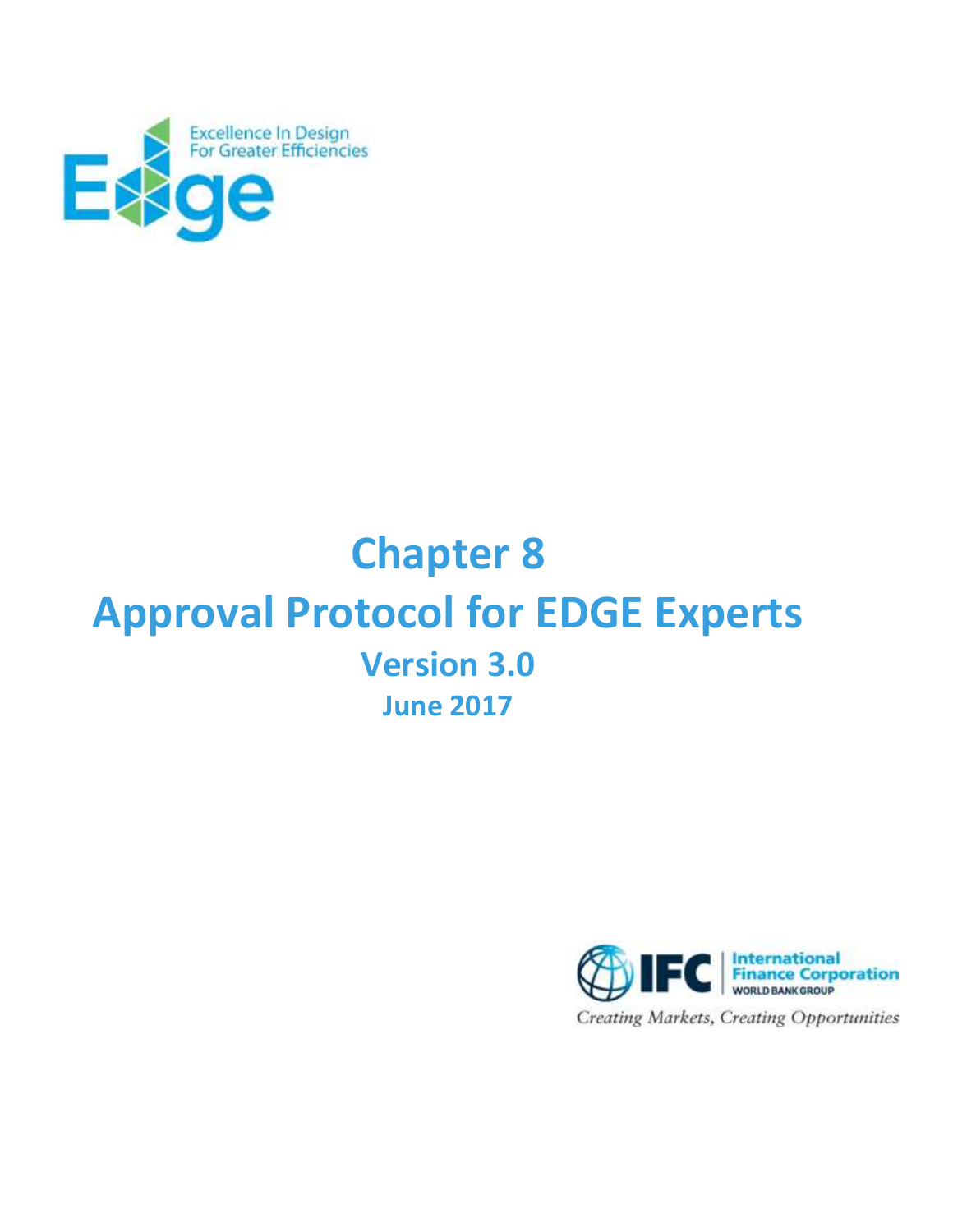Excellence In Design For Greater Efficiencies

# Chapter 8
# Approval Protocol for EDGE Experts
## Version 3.0
### June 2017

International Finance Corporation
WORLD BANK GROUP

*Creating Markets, Creating Opportunities*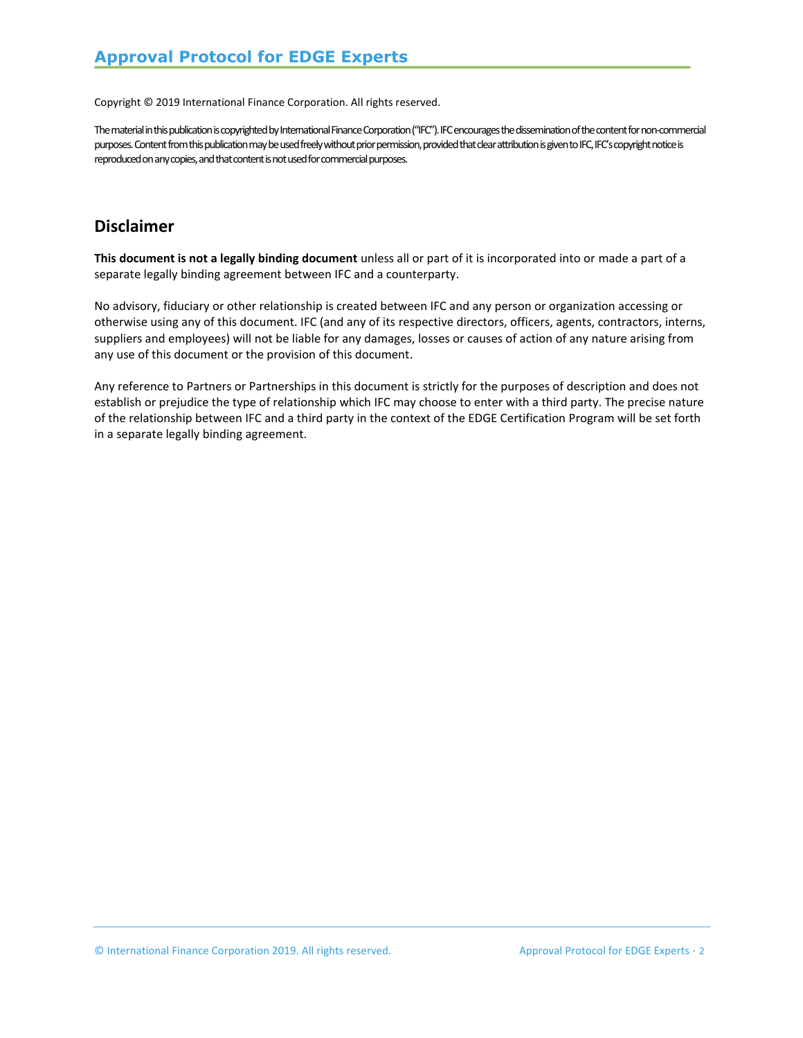Copyright © 2019 International Finance Corporation. All rights reserved.

The material in this publication is copyrighted by International Finance Corporation ("IFC"). IFC encourages the dissemination of the content for non-commercial purposes. Content from this publication may be used freely without prior permission, provided that clear attribution is given to IFC, IFC's copyright notice is reproduced on any copies, and that content is not used for commercial purposes.

## Disclaimer

**This document is not a legally binding document** unless all or part of it is incorporated into or made a part of a separate legally binding agreement between IFC and a counterparty.

No advisory, fiduciary or other relationship is created between IFC and any person or organization accessing or otherwise using any of this document. IFC (and any of its respective directors, officers, agents, contractors, interns, suppliers and employees) will not be liable for any damages, losses or causes of action of any nature arising from any use of this document or the provision of this document.

Any reference to Partners or Partnerships in this document is strictly for the purposes of description and does not establish or prejudice the type of relationship which IFC may choose to enter with a third party. The precise nature of the relationship between IFC and a third party in the context of the EDGE Certification Program will be set forth in a separate legally binding agreement.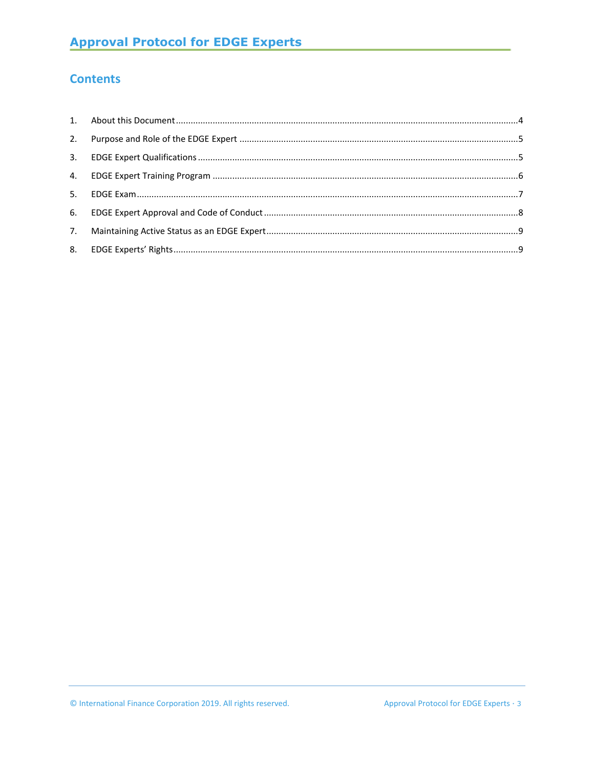## Contents

1. About this Document ............................................................ 4
2. Purpose and Role of the EDGE Expert ............................................................ 5
3. EDGE Expert Qualifications ............................................................ 5
4. EDGE Expert Training Program ............................................................ 6
5. EDGE Exam ............................................................ 7
6. EDGE Expert Approval and Code of Conduct ............................................................ 8
7. Maintaining Active Status as an EDGE Expert ............................................................ 9
8. EDGE Experts' Rights ............................................................ 9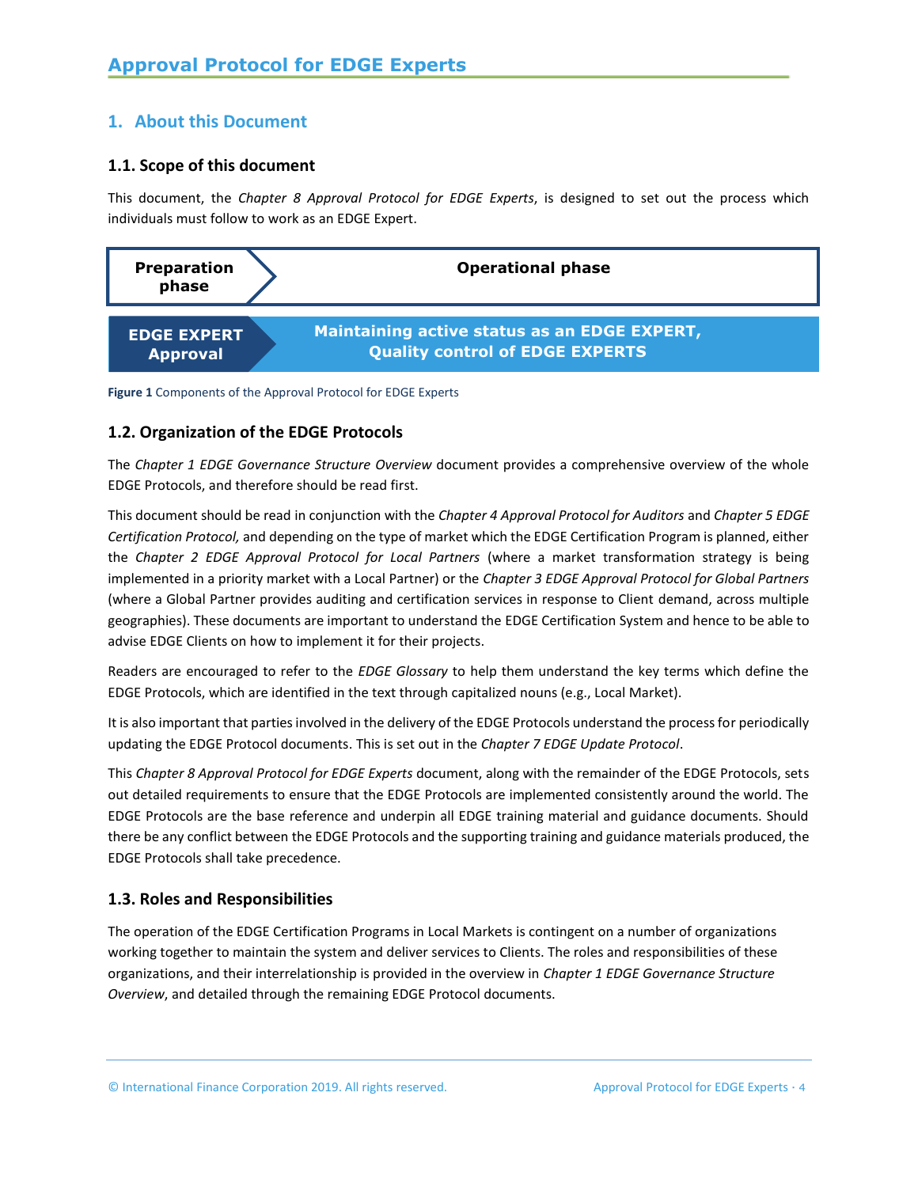# Approval Protocol for EDGE Experts

## 1. About this Document

### 1.1. Scope of this document

This document, the *Chapter 8 Approval Protocol for EDGE Experts*, is designed to set out the process which individuals must follow to work as an EDGE Expert.

| Preparation phase | Operational phase |
| --- | --- |
| **EDGE EXPERT Approval** | **Maintaining active status as an EDGE EXPERT, Quality control of EDGE EXPERTS** |

**Figure 1** Components of the Approval Protocol for EDGE Experts

### 1.2. Organization of the EDGE Protocols

The *Chapter 1 EDGE Governance Structure Overview* document provides a comprehensive overview of the whole EDGE Protocols, and therefore should be read first.

This document should be read in conjunction with the *Chapter 4 Approval Protocol for Auditors* and *Chapter 5 EDGE Certification Protocol,* and depending on the type of market which the EDGE Certification Program is planned, either the *Chapter 2 EDGE Approval Protocol for Local Partners* (where a market transformation strategy is being implemented in a priority market with a Local Partner) or the *Chapter 3 EDGE Approval Protocol for Global Partners* (where a Global Partner provides auditing and certification services in response to Client demand, across multiple geographies). These documents are important to understand the EDGE Certification System and hence to be able to advise EDGE Clients on how to implement it for their projects.

Readers are encouraged to refer to the *EDGE Glossary* to help them understand the key terms which define the EDGE Protocols, which are identified in the text through capitalized nouns (e.g., Local Market).

It is also important that parties involved in the delivery of the EDGE Protocols understand the process for periodically updating the EDGE Protocol documents. This is set out in the *Chapter 7 EDGE Update Protocol*.

This *Chapter 8 Approval Protocol for EDGE Experts* document, along with the remainder of the EDGE Protocols, sets out detailed requirements to ensure that the EDGE Protocols are implemented consistently around the world. The EDGE Protocols are the base reference and underpin all EDGE training material and guidance documents. Should there be any conflict between the EDGE Protocols and the supporting training and guidance materials produced, the EDGE Protocols shall take precedence.

### 1.3. Roles and Responsibilities

The operation of the EDGE Certification Programs in Local Markets is contingent on a number of organizations working together to maintain the system and deliver services to Clients. The roles and responsibilities of these organizations, and their interrelationship is provided in the overview in *Chapter 1 EDGE Governance Structure Overview*, and detailed through the remaining EDGE Protocol documents.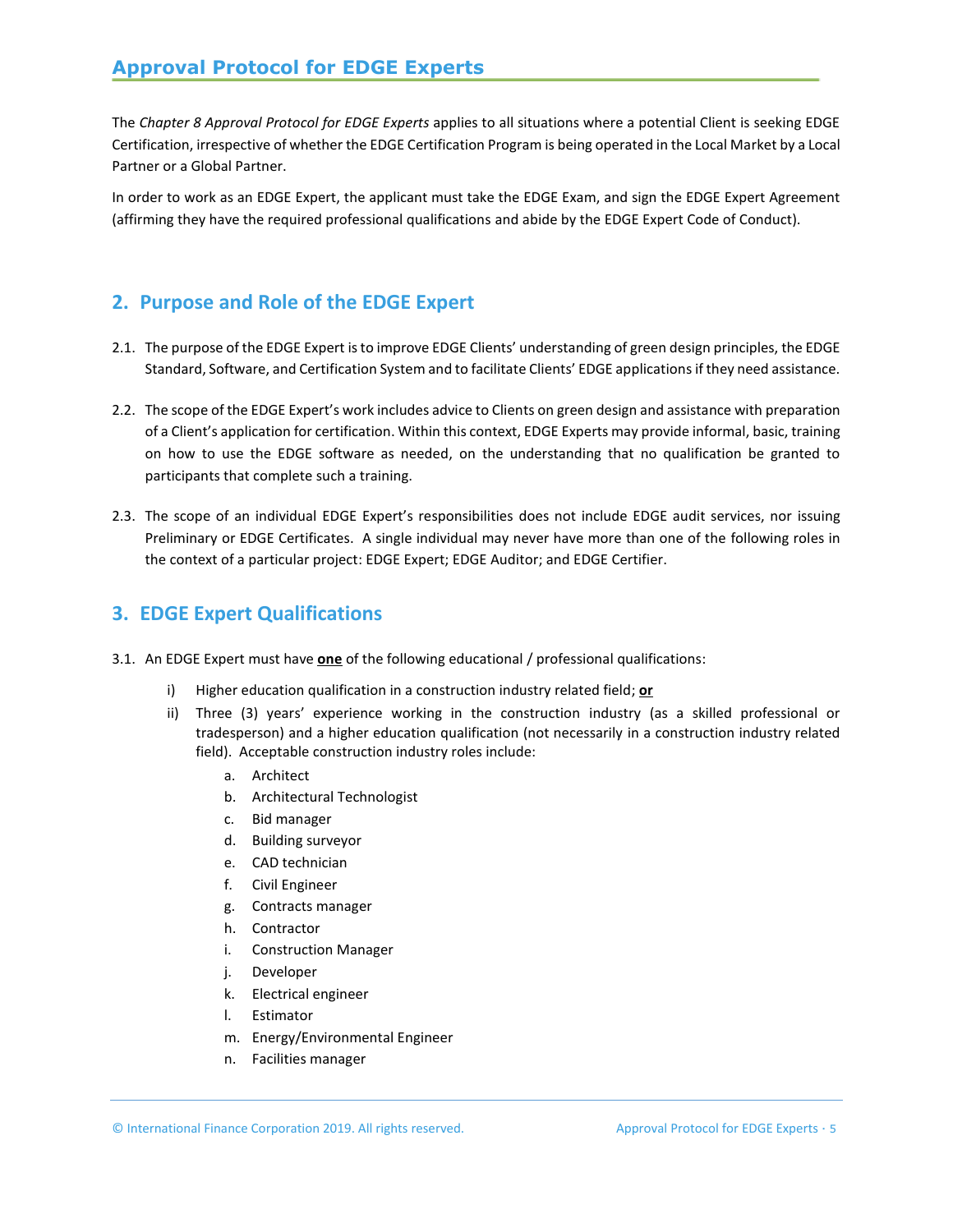## Approval Protocol for EDGE Experts

The *Chapter 8 Approval Protocol for EDGE Experts* applies to all situations where a potential Client is seeking EDGE Certification, irrespective of whether the EDGE Certification Program is being operated in the Local Market by a Local Partner or a Global Partner.

In order to work as an EDGE Expert, the applicant must take the EDGE Exam, and sign the EDGE Expert Agreement (affirming they have the required professional qualifications and abide by the EDGE Expert Code of Conduct).

## 2. Purpose and Role of the EDGE Expert

2.1. The purpose of the EDGE Expert is to improve EDGE Clients' understanding of green design principles, the EDGE Standard, Software, and Certification System and to facilitate Clients' EDGE applications if they need assistance.

2.2. The scope of the EDGE Expert's work includes advice to Clients on green design and assistance with preparation of a Client's application for certification. Within this context, EDGE Experts may provide informal, basic, training on how to use the EDGE software as needed, on the understanding that no qualification be granted to participants that complete such a training.

2.3. The scope of an individual EDGE Expert's responsibilities does not include EDGE audit services, nor issuing Preliminary or EDGE Certificates. A single individual may never have more than one of the following roles in the context of a particular project: EDGE Expert; EDGE Auditor; and EDGE Certifier.

## 3. EDGE Expert Qualifications

3.1. An EDGE Expert must have **one** of the following educational / professional qualifications:

i) Higher education qualification in a construction industry related field; **or**

ii) Three (3) years' experience working in the construction industry (as a skilled professional or tradesperson) and a higher education qualification (not necessarily in a construction industry related field). Acceptable construction industry roles include:

a. Architect
b. Architectural Technologist
c. Bid manager
d. Building surveyor
e. CAD technician
f. Civil Engineer
g. Contracts manager
h. Contractor
i. Construction Manager
j. Developer
k. Electrical engineer
l. Estimator
m. Energy/Environmental Engineer
n. Facilities manager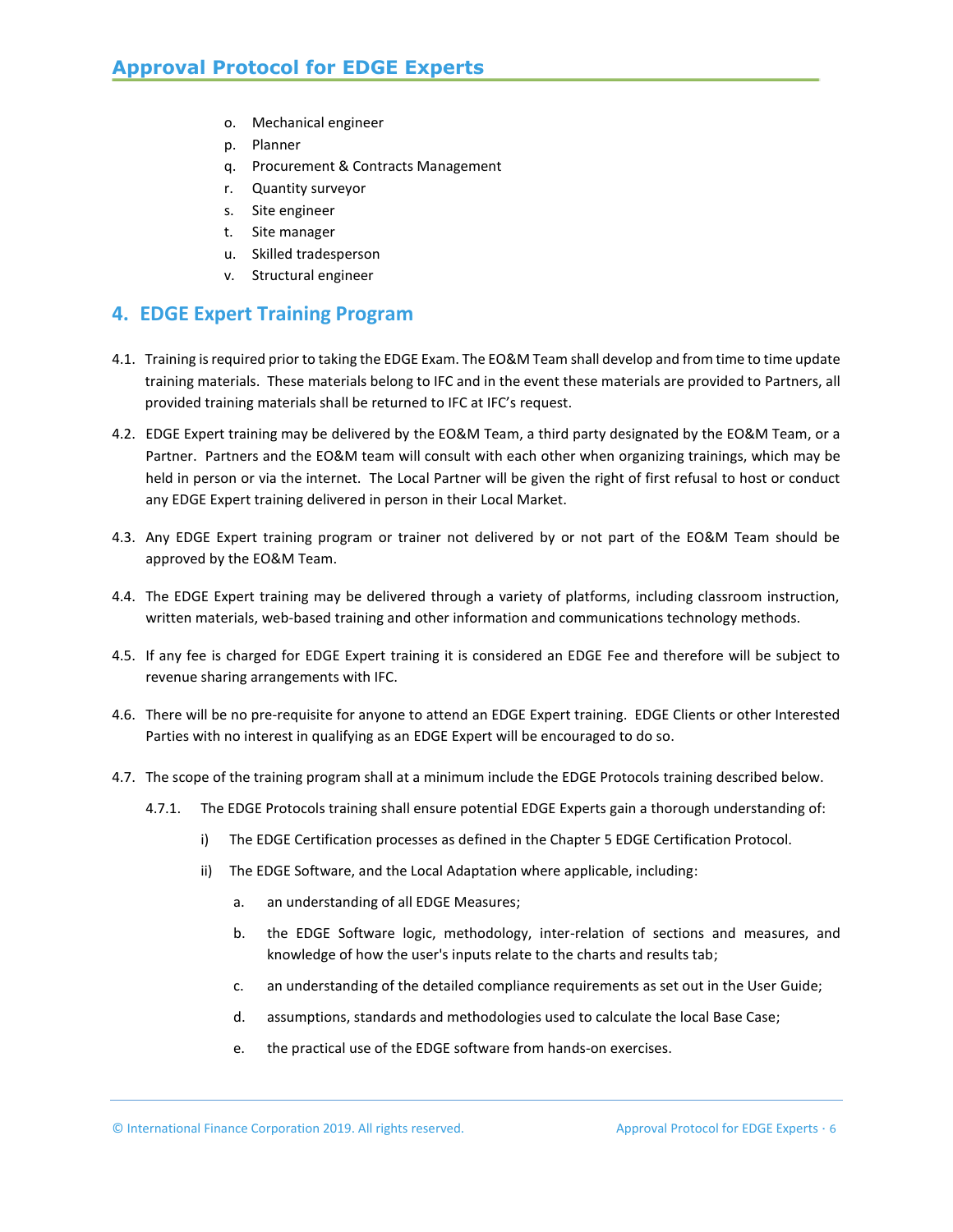o. Mechanical engineer
p. Planner
q. Procurement & Contracts Management
r. Quantity surveyor
s. Site engineer
t. Site manager
u. Skilled tradesperson
v. Structural engineer

## 4. EDGE Expert Training Program

4.1. Training is required prior to taking the EDGE Exam. The EO&M Team shall develop and from time to time update training materials. These materials belong to IFC and in the event these materials are provided to Partners, all provided training materials shall be returned to IFC at IFC's request.

4.2. EDGE Expert training may be delivered by the EO&M Team, a third party designated by the EO&M Team, or a Partner. Partners and the EO&M team will consult with each other when organizing trainings, which may be held in person or via the internet. The Local Partner will be given the right of first refusal to host or conduct any EDGE Expert training delivered in person in their Local Market.

4.3. Any EDGE Expert training program or trainer not delivered by or not part of the EO&M Team should be approved by the EO&M Team.

4.4. The EDGE Expert training may be delivered through a variety of platforms, including classroom instruction, written materials, web-based training and other information and communications technology methods.

4.5. If any fee is charged for EDGE Expert training it is considered an EDGE Fee and therefore will be subject to revenue sharing arrangements with IFC.

4.6. There will be no pre-requisite for anyone to attend an EDGE Expert training. EDGE Clients or other Interested Parties with no interest in qualifying as an EDGE Expert will be encouraged to do so.

4.7. The scope of the training program shall at a minimum include the EDGE Protocols training described below.

4.7.1. The EDGE Protocols training shall ensure potential EDGE Experts gain a thorough understanding of:

i) The EDGE Certification processes as defined in the Chapter 5 EDGE Certification Protocol.

ii) The EDGE Software, and the Local Adaptation where applicable, including:

a. an understanding of all EDGE Measures;

b. the EDGE Software logic, methodology, inter-relation of sections and measures, and knowledge of how the user's inputs relate to the charts and results tab;

c. an understanding of the detailed compliance requirements as set out in the User Guide;

d. assumptions, standards and methodologies used to calculate the local Base Case;

e. the practical use of the EDGE software from hands-on exercises.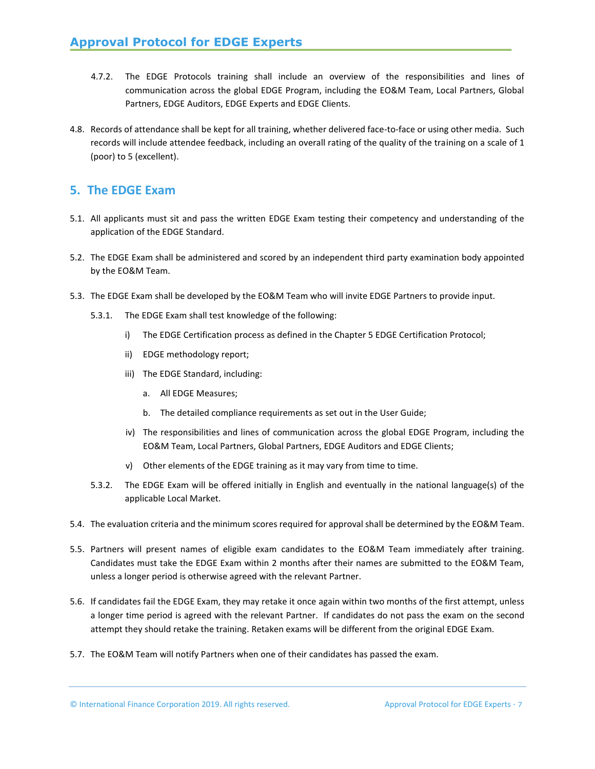4.7.2. The EDGE Protocols training shall include an overview of the responsibilities and lines of communication across the global EDGE Program, including the EO&M Team, Local Partners, Global Partners, EDGE Auditors, EDGE Experts and EDGE Clients.

4.8. Records of attendance shall be kept for all training, whether delivered face-to-face or using other media. Such records will include attendee feedback, including an overall rating of the quality of the training on a scale of 1 (poor) to 5 (excellent).

## 5. The EDGE Exam

5.1. All applicants must sit and pass the written EDGE Exam testing their competency and understanding of the application of the EDGE Standard.

5.2. The EDGE Exam shall be administered and scored by an independent third party examination body appointed by the EO&M Team.

5.3. The EDGE Exam shall be developed by the EO&M Team who will invite EDGE Partners to provide input.

5.3.1. The EDGE Exam shall test knowledge of the following:

i) The EDGE Certification process as defined in the Chapter 5 EDGE Certification Protocol;

ii) EDGE methodology report;

iii) The EDGE Standard, including:

a. All EDGE Measures;

b. The detailed compliance requirements as set out in the User Guide;

iv) The responsibilities and lines of communication across the global EDGE Program, including the EO&M Team, Local Partners, Global Partners, EDGE Auditors and EDGE Clients;

v) Other elements of the EDGE training as it may vary from time to time.

5.3.2. The EDGE Exam will be offered initially in English and eventually in the national language(s) of the applicable Local Market.

5.4. The evaluation criteria and the minimum scores required for approval shall be determined by the EO&M Team.

5.5. Partners will present names of eligible exam candidates to the EO&M Team immediately after training. Candidates must take the EDGE Exam within 2 months after their names are submitted to the EO&M Team, unless a longer period is otherwise agreed with the relevant Partner.

5.6. If candidates fail the EDGE Exam, they may retake it once again within two months of the first attempt, unless a longer time period is agreed with the relevant Partner. If candidates do not pass the exam on the second attempt they should retake the training. Retaken exams will be different from the original EDGE Exam.

5.7. The EO&M Team will notify Partners when one of their candidates has passed the exam.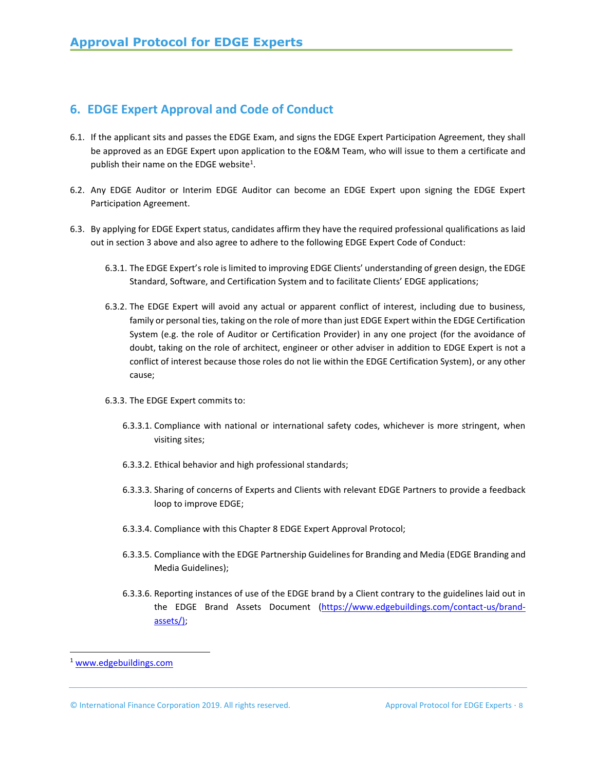## 6. EDGE Expert Approval and Code of Conduct

6.1. If the applicant sits and passes the EDGE Exam, and signs the EDGE Expert Participation Agreement, they shall be approved as an EDGE Expert upon application to the EO&M Team, who will issue to them a certificate and publish their name on the EDGE website[1].

6.2. Any EDGE Auditor or Interim EDGE Auditor can become an EDGE Expert upon signing the EDGE Expert Participation Agreement.

6.3. By applying for EDGE Expert status, candidates affirm they have the required professional qualifications as laid out in section 3 above and also agree to adhere to the following EDGE Expert Code of Conduct:

6.3.1. The EDGE Expert's role is limited to improving EDGE Clients' understanding of green design, the EDGE Standard, Software, and Certification System and to facilitate Clients' EDGE applications;

6.3.2. The EDGE Expert will avoid any actual or apparent conflict of interest, including due to business, family or personal ties, taking on the role of more than just EDGE Expert within the EDGE Certification System (e.g. the role of Auditor or Certification Provider) in any one project (for the avoidance of doubt, taking on the role of architect, engineer or other adviser in addition to EDGE Expert is not a conflict of interest because those roles do not lie within the EDGE Certification System), or any other cause;

6.3.3. The EDGE Expert commits to:

6.3.3.1. Compliance with national or international safety codes, whichever is more stringent, when visiting sites;

6.3.3.2. Ethical behavior and high professional standards;

6.3.3.3. Sharing of concerns of Experts and Clients with relevant EDGE Partners to provide a feedback loop to improve EDGE;

6.3.3.4. Compliance with this Chapter 8 EDGE Expert Approval Protocol;

6.3.3.5. Compliance with the EDGE Partnership Guidelines for Branding and Media (EDGE Branding and Media Guidelines);

6.3.3.6. Reporting instances of use of the EDGE brand by a Client contrary to the guidelines laid out in the EDGE Brand Assets Document (https://www.edgebuildings.com/contact-us/brand-assets/);

[1] www.edgebuildings.com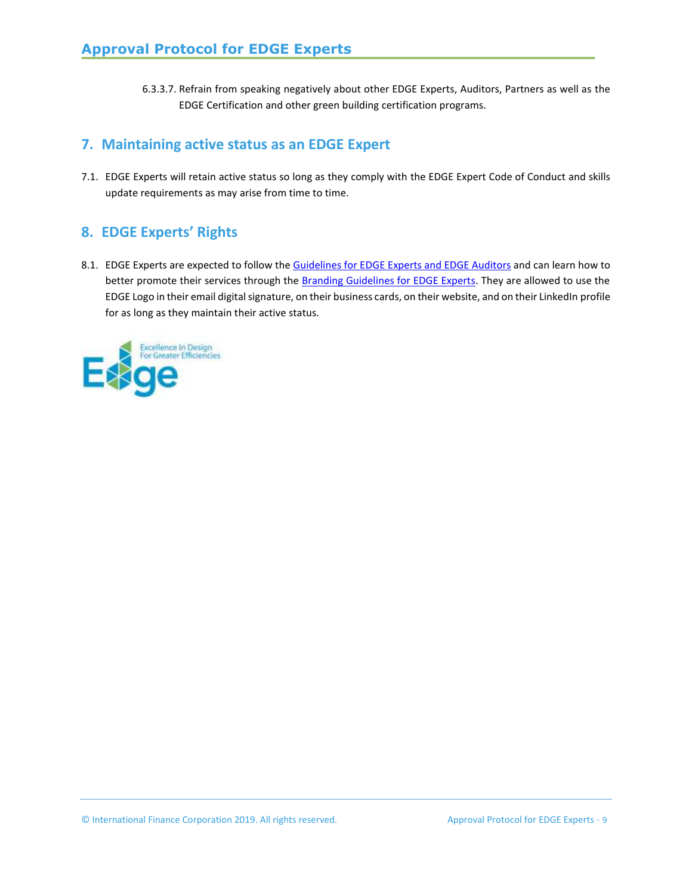6.3.3.7. Refrain from speaking negatively about other EDGE Experts, Auditors, Partners as well as the EDGE Certification and other green building certification programs.

## 7. Maintaining active status as an EDGE Expert

7.1. EDGE Experts will retain active status so long as they comply with the EDGE Expert Code of Conduct and skills update requirements as may arise from time to time.

## 8. EDGE Experts' Rights

8.1. EDGE Experts are expected to follow the Guidelines for EDGE Experts and EDGE Auditors and can learn how to better promote their services through the Branding Guidelines for EDGE Experts. They are allowed to use the EDGE Logo in their email digital signature, on their business cards, on their website, and on their LinkedIn profile for as long as they maintain their active status.

Excellence In Design For Greater Efficiencies

Edge